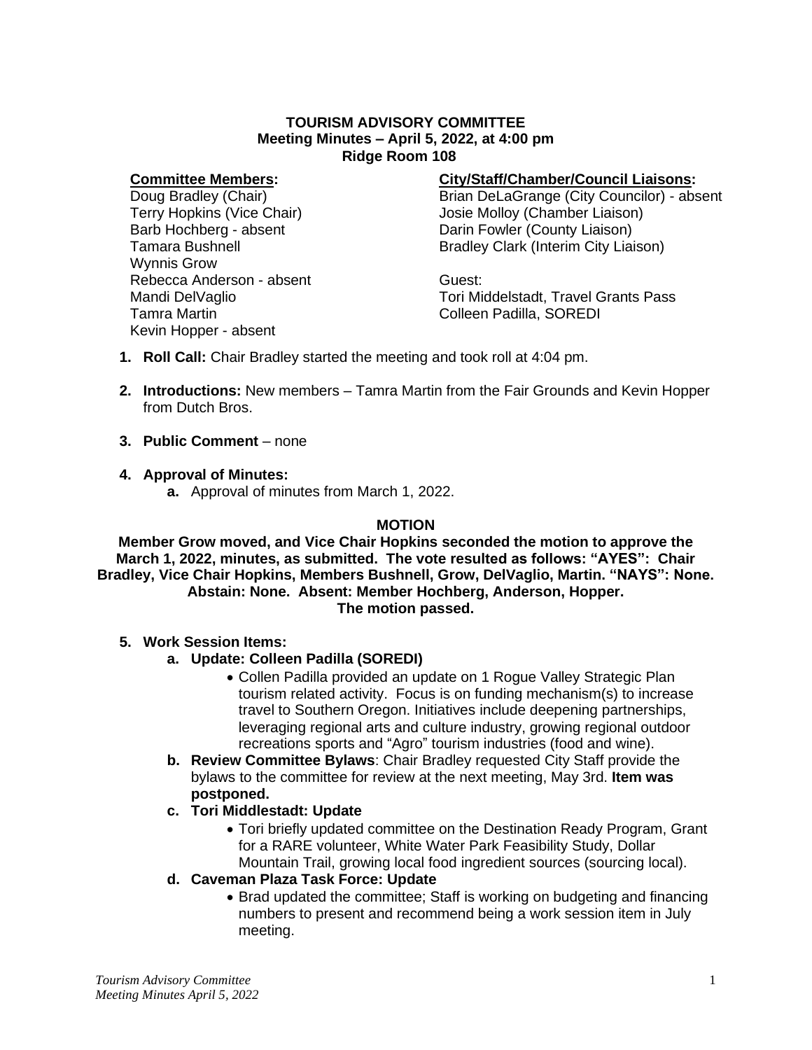**TOURISM ADVISORY COMMITTEE**
**Meeting Minutes – April 5, 2022, at 4:00 pm**
**Ridge Room 108**

**Committee Members:**
Doug Bradley (Chair)
Terry Hopkins (Vice Chair)
Barb Hochberg - absent
Tamara Bushnell
Wynnis Grow
Rebecca Anderson - absent
Mandi DelVaglio
Tamra Martin
Kevin Hopper - absent

**City/Staff/Chamber/Council Liaisons:**
Brian DeLaGrange (City Councilor) - absent
Josie Molloy (Chamber Liaison)
Darin Fowler (County Liaison)
Bradley Clark (Interim City Liaison)

Guest:
Tori Middelstadt, Travel Grants Pass
Colleen Padilla, SOREDI

1. **Roll Call:** Chair Bradley started the meeting and took roll at 4:04 pm.

2. **Introductions:** New members – Tamra Martin from the Fair Grounds and Kevin Hopper from Dutch Bros.

3. **Public Comment** – none

4. **Approval of Minutes:**
   a. Approval of minutes from March 1, 2022.

**MOTION**

**Member Grow moved, and Vice Chair Hopkins seconded the motion to approve the March 1, 2022, minutes, as submitted. The vote resulted as follows: "AYES": Chair Bradley, Vice Chair Hopkins, Members Bushnell, Grow, DelVaglio, Martin. "NAYS": None. Abstain: None. Absent: Member Hochberg, Anderson, Hopper. The motion passed.**

5. **Work Session Items:**
   a. **Update: Colleen Padilla (SOREDI)**
      - Collen Padilla provided an update on 1 Rogue Valley Strategic Plan tourism related activity. Focus is on funding mechanism(s) to increase travel to Southern Oregon. Initiatives include deepening partnerships, leveraging regional arts and culture industry, growing regional outdoor recreations sports and "Agro" tourism industries (food and wine).
   b. **Review Committee Bylaws**: Chair Bradley requested City Staff provide the bylaws to the committee for review at the next meeting, May 3rd. **Item was postponed.**
   c. **Tori Middlestadt: Update**
      - Tori briefly updated committee on the Destination Ready Program, Grant for a RARE volunteer, White Water Park Feasibility Study, Dollar Mountain Trail, growing local food ingredient sources (sourcing local).
   d. **Caveman Plaza Task Force: Update**
      - Brad updated the committee; Staff is working on budgeting and financing numbers to present and recommend being a work session item in July meeting.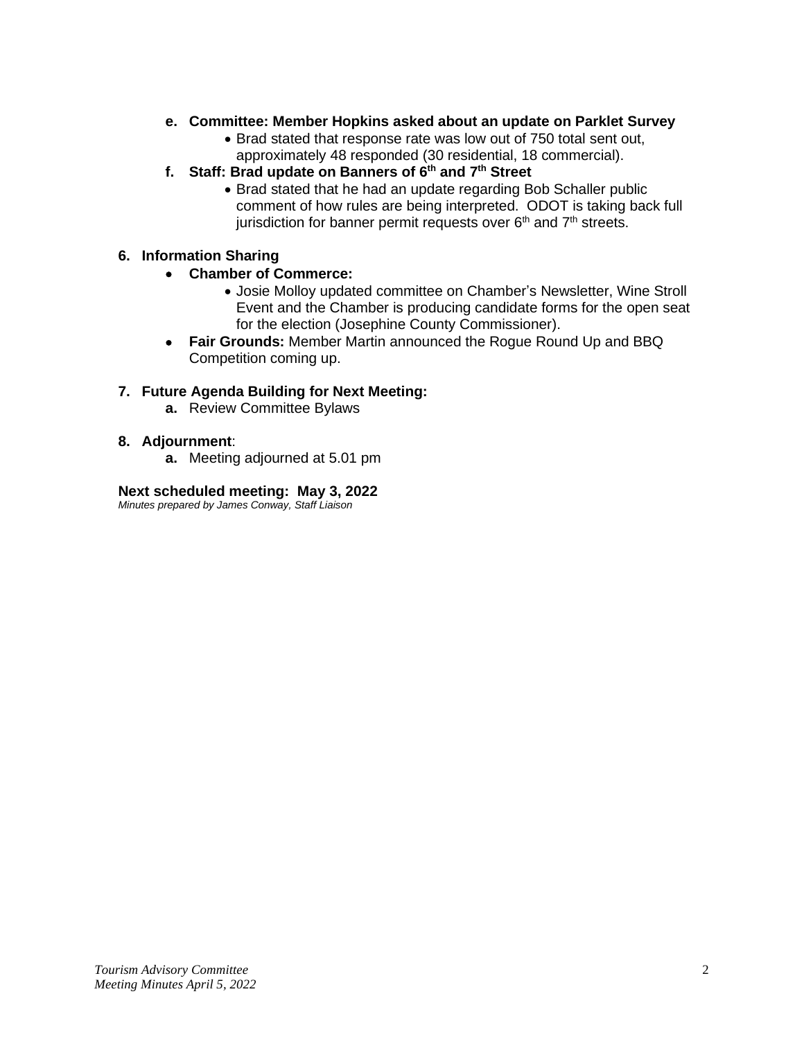e. **Committee: Member Hopkins asked about an update on Parklet Survey**
   - Brad stated that response rate was low out of 750 total sent out, approximately 48 responded (30 residential, 18 commercial).

f. **Staff: Brad update on Banners of 6th and 7th Street**
   - Brad stated that he had an update regarding Bob Schaller public comment of how rules are being interpreted. ODOT is taking back full jurisdiction for banner permit requests over 6th and 7th streets.

**6. Information Sharing**

- **Chamber of Commerce:**
  - Josie Molloy updated committee on Chamber's Newsletter, Wine Stroll Event and the Chamber is producing candidate forms for the open seat for the election (Josephine County Commissioner).
- **Fair Grounds:** Member Martin announced the Rogue Round Up and BBQ Competition coming up.

**7. Future Agenda Building for Next Meeting:**

**a.** Review Committee Bylaws

**8. Adjournment**:

**a.** Meeting adjourned at 5.01 pm

**Next scheduled meeting: May 3, 2022**

*Minutes prepared by James Conway, Staff Liaison*